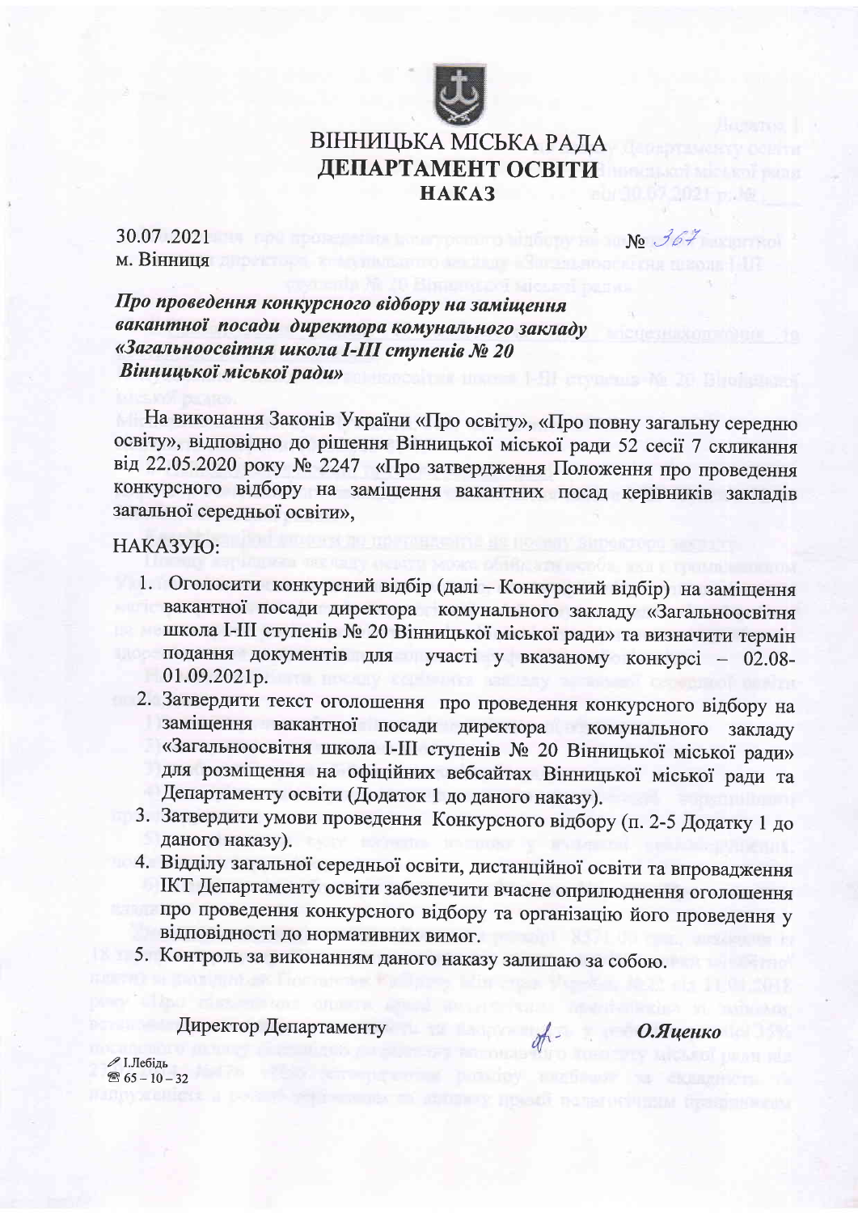# ВІННИЦЬКА МІСЬКА РАДА
## ДЕПАРТАМЕНТ ОСВІТИ
### НАКАЗ

30.07.2021 № 367
м. Вінниця

***Про проведення конкурсного відбору на заміщення вакантної посади директора комунального закладу «Загальноосвітня школа І-ІІІ ступенів № 20 Вінницької міської ради»***

На виконання Законів України «Про освіту», «Про повну загальну середню освіту», відповідно до рішення Вінницької міської ради 52 сесії 7 скликання від 22.05.2020 року № 2247 «Про затвердження Положення про проведення конкурсного відбору на заміщення вакантних посад керівників закладів загальної середньої освіти»,

НАКАЗУЮ:

1. Оголосити конкурсний відбір (далі – Конкурсний відбір) на заміщення вакантної посади директора комунального закладу «Загальноосвітня школа І-ІІІ ступенів № 20 Вінницької міської ради» та визначити термін подання документів для участі у вказаному конкурсі – 02.08-01.09.2021р.
2. Затвердити текст оголошення про проведення конкурсного відбору на заміщення вакантної посади директора комунального закладу «Загальноосвітня школа І-ІІІ ступенів № 20 Вінницької міської ради» для розміщення на офіційних вебсайтах Вінницької міської ради та Департаменту освіти (Додаток 1 до даного наказу).
3. Затвердити умови проведення Конкурсного відбору (п. 2-5 Додатку 1 до даного наказу).
4. Відділу загальної середньої освіти, дистанційної освіти та впровадження ІКТ Департаменту освіти забезпечити вчасне оприлюднення оголошення про проведення конкурсного відбору та організацію його проведення у відповідності до нормативних вимог.
5. Контроль за виконанням даного наказу залишаю за собою.

Директор Департаменту **О.Яценко**

І.Лебідь
65 – 10 – 32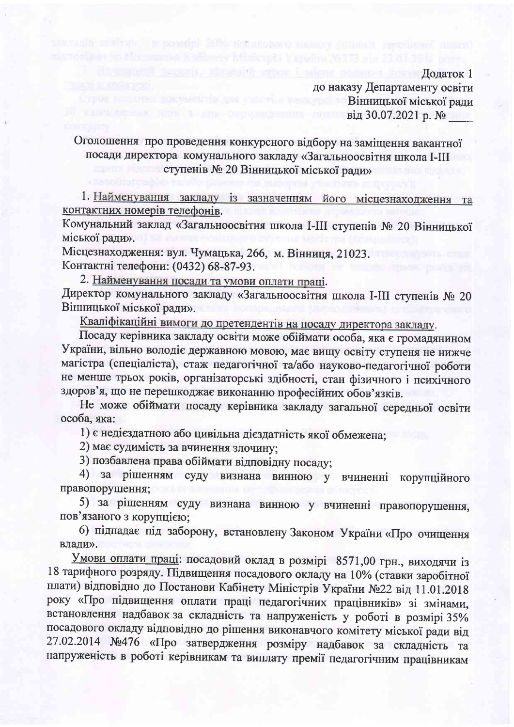Додаток 1
до наказу Департаменту освіти
Вінницької міської ради
від 30.07.2021 р. № \_\_\_\_

Оголошення про проведення конкурсного відбору на заміщення вакантної посади директора комунального закладу «Загальноосвітня школа І-ІІІ ступенів № 20 Вінницької міської ради»

1. Найменування закладу із зазначенням його місцезнаходження та контактних номерів телефонів.

Комунальний заклад «Загальноосвітня школа І-ІІІ ступенів № 20 Вінницької міської ради».

Місцезнаходження: вул. Чумацька, 266, м. Вінниця, 21023.

Контактні телефони: (0432) 68-87-93.

2. Найменування посади та умови оплати праці.

Директор комунального закладу «Загальноосвітня школа І-ІІІ ступенів № 20 Вінницької міської ради».

Кваліфікаційні вимоги до претендентів на посаду директора закладу.

Посаду керівника закладу освіти може обіймати особа, яка є громадянином України, вільно володіє державною мовою, має вищу освіту ступеня не нижче магістра (спеціаліста), стаж педагогічної та/або науково-педагогічної роботи не менше трьох років, організаторські здібності, стан фізичного і психічного здоров'я, що не перешкоджає виконанню професійних обов'язків.

Не може обіймати посаду керівника закладу загальної середньої освіти особа, яка:

1) є недієздатною або цивільна дієздатність якої обмежена;
2) має судимість за вчинення злочину;
3) позбавлена права обіймати відповідну посаду;
4) за рішенням суду визнана винною у вчиненні корупційного правопорушення;
5) за рішенням суду визнана винною у вчиненні правопорушення, пов'язаного з корупцією;
6) підпадає під заборону, встановлену Законом України «Про очищення влади».

Умови оплати праці: посадовий оклад в розмірі 8571,00 грн., виходячи із 18 тарифного розряду. Підвищення посадового окладу на 10% (ставки заробітної плати) відповідно до Постанови Кабінету Міністрів України №22 від 11.01.2018 року «Про підвищення оплати праці педагогічних працівників» зі змінами, встановлення надбавок за складність та напруженість у роботі в розмірі 35% посадового окладу відповідно до рішення виконавчого комітету міської ради від 27.02.2014 №476 «Про затвердження розміру надбавок за складність та напруженість в роботі керівникам та виплату премії педагогічним працівникам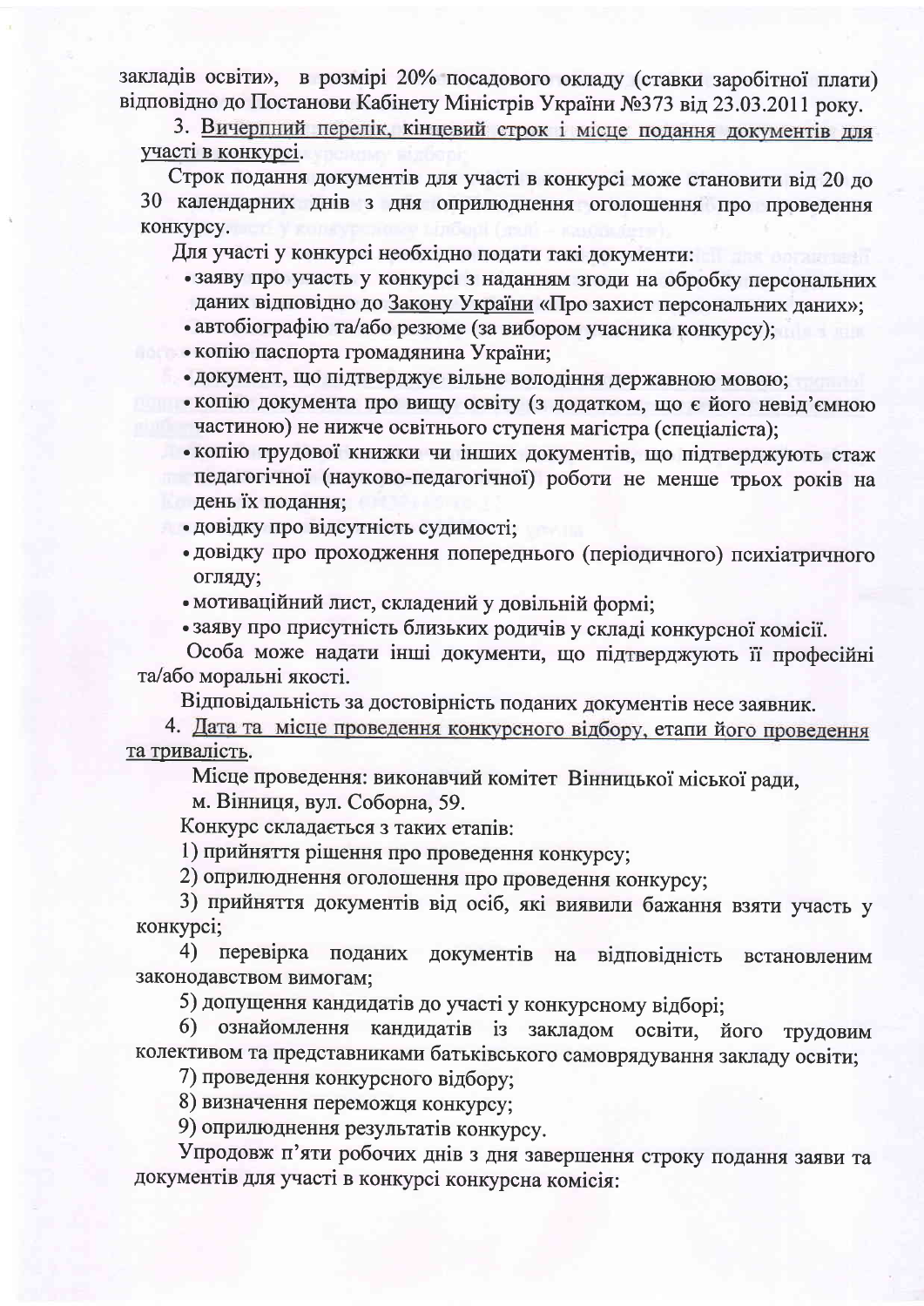закладів освіти», в розмірі 20% посадового окладу (ставки заробітної плати) відповідно до Постанови Кабінету Міністрів України №373 від 23.03.2011 року.

3. Вичерпний перелік, кінцевий строк і місце подання документів для участі в конкурсі.

Строк подання документів для участі в конкурсі може становити від 20 до 30 календарних днів з дня оприлюднення оголошення про проведення конкурсу.

Для участі у конкурсі необхідно подати такі документи:

- заяву про участь у конкурсі з наданням згоди на обробку персональних даних відповідно до Закону України «Про захист персональних даних»;
- автобіографію та/або резюме (за вибором учасника конкурсу);
- копію паспорта громадянина України;
- документ, що підтверджує вільне володіння державною мовою;
- копію документа про вищу освіту (з додатком, що є його невід'ємною частиною) не нижче освітнього ступеня магістра (спеціаліста);
- копію трудової книжки чи інших документів, що підтверджують стаж педагогічної (науково-педагогічної) роботи не менше трьох років на день їх подання;
- довідку про відсутність судимості;
- довідку про проходження попереднього (періодичного) психіатричного огляду;
- мотиваційний лист, складений у довільній формі;
- заяву про присутність близьких родичів у складі конкурсної комісії.

Особа може надати інші документи, що підтверджують її професійні та/або моральні якості.

Відповідальність за достовірність поданих документів несе заявник.

4. Дата та місце проведення конкурсного відбору, етапи його проведення та тривалість.

Місце проведення: виконавчий комітет Вінницької міської ради, м. Вінниця, вул. Соборна, 59.

Конкурс складається з таких етапів:

1) прийняття рішення про проведення конкурсу;

2) оприлюднення оголошення про проведення конкурсу;

3) прийняття документів від осіб, які виявили бажання взяти участь у конкурсі;

4) перевірка поданих документів на відповідність встановленим законодавством вимогам;

5) допущення кандидатів до участі у конкурсному відборі;

6) ознайомлення кандидатів із закладом освіти, його трудовим колективом та представниками батьківського самоврядування закладу освіти;

7) проведення конкурсного відбору;

8) визначення переможця конкурсу;

9) оприлюднення результатів конкурсу.

Упродовж п'яти робочих днів з дня завершення строку подання заяви та документів для участі в конкурсі конкурсна комісія: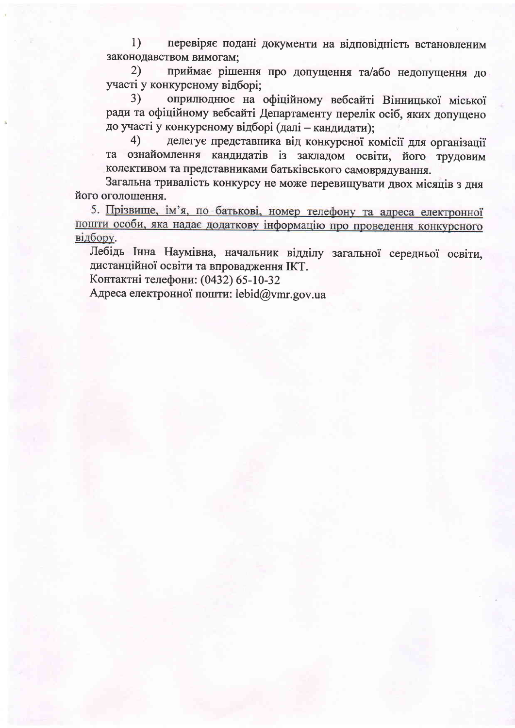1) перевіряє подані документи на відповідність встановленим законодавством вимогам;

2) приймає рішення про допущення та/або недопущення до участі у конкурсному відборі;

3) оприлюднює на офіційному вебсайті Вінницької міської ради та офіційному вебсайті Департаменту перелік осіб, яких допущено до участі у конкурсному відборі (далі – кандидати);

4) делегує представника від конкурсної комісії для організації та ознайомлення кандидатів із закладом освіти, його трудовим колективом та представниками батьківського самоврядування.

Загальна тривалість конкурсу не може перевищувати двох місяців з дня його оголошення.

5. Прізвище, ім'я, по батькові, номер телефону та адреса електронної пошти особи, яка надає додаткову інформацію про проведення конкурсного відбору.

Лебідь Інна Наумівна, начальник відділу загальної середньої освіти, дистанційної освіти та впровадження ІКТ.

Контактні телефони: (0432) 65-10-32

Адреса електронної пошти: lebid@vmr.gov.ua